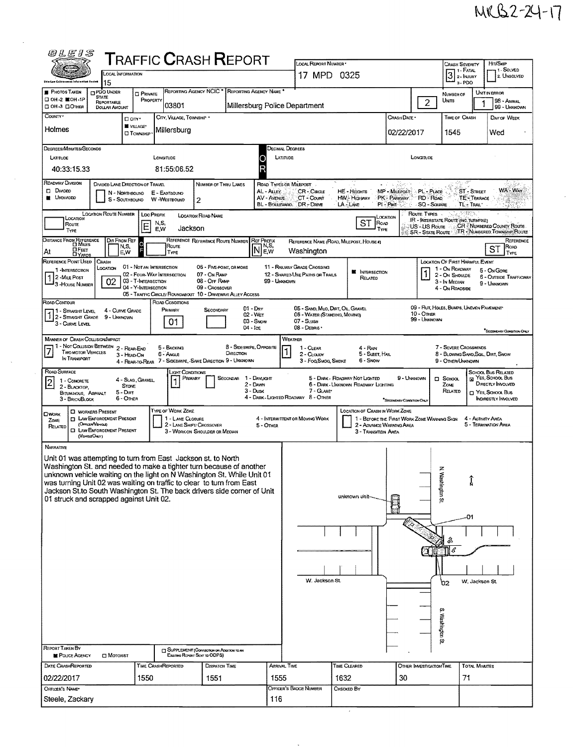MRB2-24-17

# TRAFFIC CRASH REPORT

| Field | Value |
|---|---|
| Local Information | 15 |
| Local Report Number | 17 MPD 0325 |
| Crash Severity | 3 (1 - Fatal, 2 - Injury, 3 - PDO) |
| Hit/Skip | (1 - Solved, 2 - Unsolved) |
| Photos Taken | OH-1P |
| Reporting Agency NCIC | 03801 |
| Reporting Agency Name | Millersburg Police Department |
| Number of Units | 2 |
| Unit in Error | 1 (98 - Animal, 99 - Unknown) |
| County | Holmes |
| City, Village, Township | Village — Millersburg |
| Crash Date | 02/22/2017 |
| Time of Crash | 1545 |
| Day of Week | Wed |

**Degrees/Minutes/Seconds**

| Latitude | Longitude |
|---|---|
| 40:33:15.33 | 81:55:06.52 |

**Decimal Degrees** — Latitude: / Longitude:

| Field | Value |
|---|---|
| Roadway Division | Undivided |
| Divided Lane Direction of Travel | (N - Northbound, E - Eastbound, S - Southbound, W - Westbound) |
| Number of Thru Lanes | 2 |
| Location Prefix | E |
| Location Road Name | Jackson |
| Location Road Type | ST |
| Distance from Reference | At |
| Ref Prefix | N |
| Reference Name (Road, Milepost, House #) | Washington |
| Reference Road Type | ST |
| Reference Point Used | 1 - Intersection |
| Crash Location | 02 - Four-Way Intersection |
| Intersection Related | Yes |
| Location of First Harmful Event | 1 - On Roadway |
| Road Contour | 1 - Straight Level |
| Road Conditions — Primary | 01 - Dry |
| Manner of Crash Collision/Impact | 7 - Sideswipe, Same Direction |
| Weather | 1 - Clear |
| Road Surface | 2 - Blacktop, Bituminous, Asphalt |
| Light Conditions — Primary | 1 - Daylight |
| School Bus Related | Yes, School Bus Directly Involved |
| Work Zone Related | (none) |

## Narrative

Unit 01 was attempting to turn from East Jackson st. to North Washington St. and needed to make a tighter turn because of another unknown vehicle waiting on the light on N Washington St. While Unit 01 was turning Unit 02 was waiting on traffic to clear to turn from East Jackson St.to South Washington St. The back drivers side corner of Unit 01 struck and scrapped against Unit 02.

Diagram labels: N Washington St. — unknown unit — 01 — 02 — W. Jackson St. — W. Jackson St. — S. Washington St. — N

| Report Taken By | Police Agency |
|---|---|

| Date Crash Reported | Time Crash Reported | Dispatch Time | Arrival Time | Time Cleared | Other Investigation Time | Total Minutes |
|---|---|---|---|---|---|---|
| 02/22/2017 | 1550 | 1551 | 1555 | 1632 | 30 | 71 |

| Officer's Name | Officer's Badge Number | Checked By |
|---|---|---|
| Steele, Zackary | 116 | |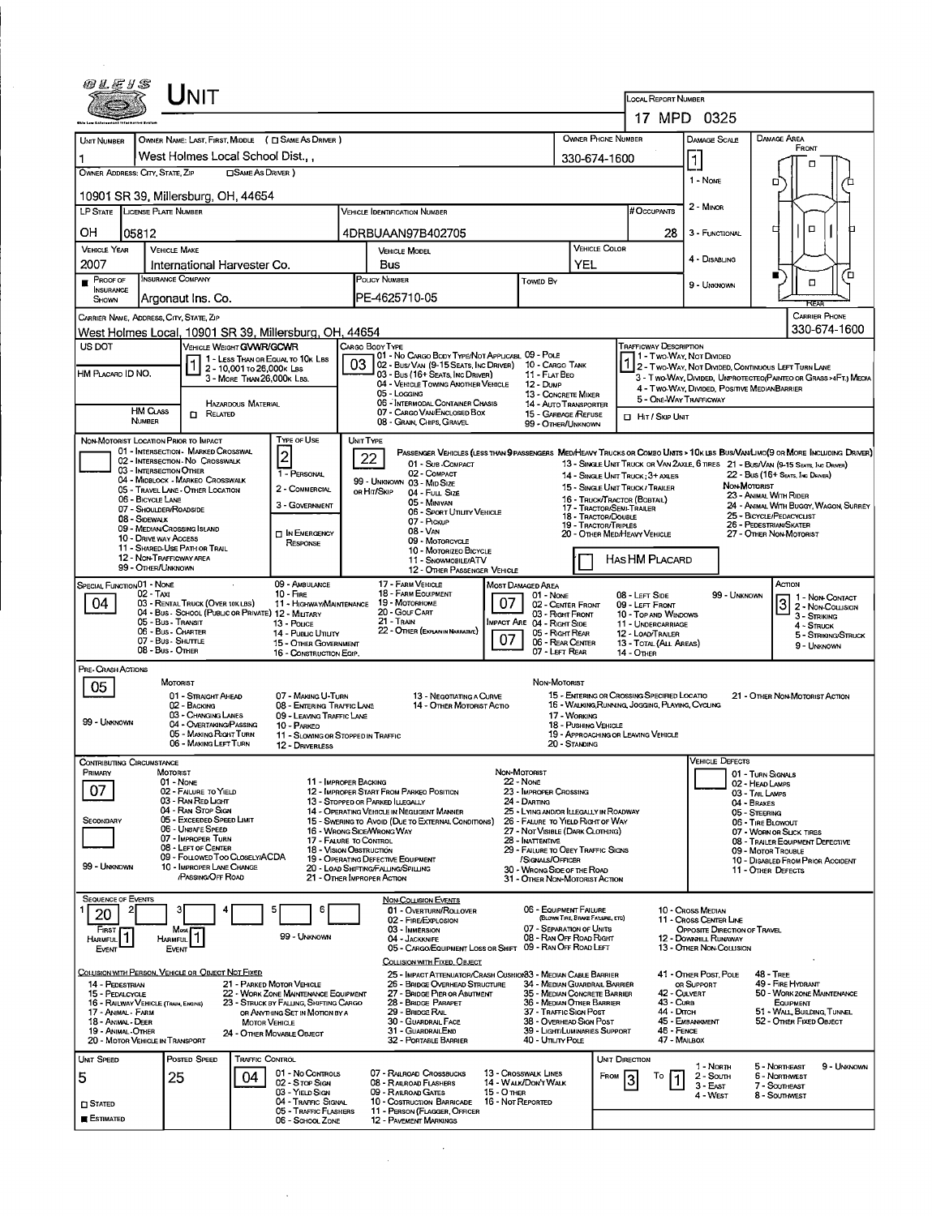# UNIT

**Local Report Number:** 17 MPD 0325

| Unit Number | Owner Name: Last, First, Middle (☐ Same As Driver) | Owner Phone Number | Damage Scale | Damage Area |
|---|---|---|---|---|
| 1 | West Holmes Local School Dist., , | 330-674-1600 | 1 | Front |

**Owner Address: City, State, Zip** (☐ Same As Driver): 10901 SR 39, Millersburg, OH, 44654

Damage Scale: 1 - None; 2 - Minor; 3 - Functional; 4 - Disabling; 9 - Unknown

| LP State | License Plate Number | Vehicle Identification Number | # Occupants |
|---|---|---|---|
| OH | 05812 | 4DRBUAAN97B402705 | 28 |

| Vehicle Year | Vehicle Make | Vehicle Model | Vehicle Color |
|---|---|---|---|
| 2007 | International Harvester Co. | Bus | YEL |

| Proof of Insurance Shown | Insurance Company | Policy Number | Towed By |
|---|---|---|---|
| ■ | Argonaut Ins. Co. | PE-4625710-05 | |

**Carrier Name, Address, City, State, Zip:** West Holmes Local, 10901 SR 39, Millersburg, OH, 44654

**Carrier Phone:** 330-674-1600

**US DOT:**

**Vehicle Weight GVWR/GCWR:** 1
- 1 - Less Than or Equal to 10k Lbs
- 2 - 10,001 to 26,000k Lbs
- 3 - More Than 26,000k Lbs.

**HM Placard ID No.:**

**HM Class Number:** ☐ Related — Hazardous Material

**Cargo Body Type:** 03
- 01 - No Cargo Body Type/Not Applicabl
- 02 - Bus/Van (9-15 Seats, Inc Driver)
- 03 - Bus (16+ Seats, Inc Driver)
- 04 - Vehicle Towing Another Vehicle
- 05 - Logging
- 06 - Intermodal Container Chasis
- 07 - Cargo Van/Enclosed Box
- 08 - Grain, Chips, Gravel
- 09 - Pole
- 10 - Cargo Tank
- 11 - Flat Bed
- 12 - Dump
- 13 - Concrete Mixer
- 14 - Auto Transporter
- 15 - Garbage /Refuse
- 99 - Other/Unknown

**Trafficway Description:** 1
- 1 - Two-Way, Not Divided
- 2 - Two-Way, Not Divided, Continuous Left Turn Lane
- 3 - Two-Way, Divided, Unprotected(Painted or Grass >4Ft.) Media
- 4 - Two-Way, Divided, Positive Median Barrier
- 5 - One-Way Trafficway

☐ Hit / Skip Unit

**Non-Motorist Location Prior to Impact:**
- 01 - Intersection - Marked Crosswal
- 02 - Intersection - No Crosswalk
- 03 - Intersection Other
- 04 - Midblock - Marked Crosswalk
- 05 - Travel Lane - Other Location
- 06 - Bicycle Lane
- 07 - Shoulder/Roadside
- 08 - Sidewalk
- 09 - Median/Crossing Island
- 10 - Drive way Access
- 11 - Shared-Use Path or Trail
- 12 - Non-Trafficway Area
- 99 - Other/Unknown

**Type of Use:** 2
- 1 - Personal
- 2 - Commercial
- 3 - Government
- ☐ In Emergency Response

**Unit Type:** 22

Passenger Vehicles (less than 9 passengers):
- 01 - Sub-Compact
- 02 - Compact
- 99 - Unknown 03 - Mid Size
- or Hit/Skip 04 - Full Size
- 05 - Minivan
- 06 - Sport Utility Vehicle
- 07 - Pickup
- 08 - Van
- 09 - Motorcycle
- 10 - Motorized Bicycle
- 11 - Snowmobile/ATV
- 12 - Other Passenger Vehicle

Med/Heavy Trucks or Combo Units > 10k lbs Bus/Van/Limo(9 or More Including Driver):
- 13 - Single Unit Truck or Van 2axle, 6 Tires
- 14 - Single Unit Truck; 3+ Axles
- 15 - Single Unit Truck / Trailer
- 16 - Truck/Tractor (Bobtail)
- 17 - Tractor/Semi-Trailer
- 18 - Tractor/Double
- 19 - Tractor/Triples
- 20 - Other Med/Heavy Vehicle
- 21 - Bus/Van (9-15 Seats, Inc Driver)
- 22 - Bus (16+ Seats, Inc Driver)

Non-Motorist:
- 23 - Animal With Rider
- 24 - Animal With Buggy, Wagon, Surrey
- 25 - Bicycle/Pedacyclist
- 26 - Pedestrian/Skater
- 27 - Other Non-Motorist

☐ Has HM Placard

**Special Function:** 04
- 01 - None
- 02 - Taxi
- 03 - Rental Truck (Over 10k lbs)
- 04 - Bus - School (Public or Private)
- 05 - Bus - Transit
- 06 - Bus - Charter
- 07 - Bus - Shuttle
- 08 - Bus - Other
- 09 - Ambulance
- 10 - Fire
- 11 - Highway/Maintenance
- 12 - Military
- 13 - Police
- 14 - Public Utility
- 15 - Other Government
- 16 - Construction Eqip.
- 17 - Farm Vehicle
- 18 - Farm Equipment
- 19 - Motorhome
- 20 - Golf Cart
- 21 - Train
- 22 - Other (Explain in Narrative)

**Most Damaged Area:** 07
**Impact Are:** 07
- 01 - None
- 02 - Center Front
- 03 - Right Front
- 04 - Right Side
- 05 - Right Rear
- 06 - Rear Center
- 07 - Left Rear
- 08 - Left Side
- 09 - Left Front
- 10 - Top and Windows
- 11 - Undercarriage
- 12 - Load/Trailer
- 13 - Total (All Areas)
- 14 - Other
- 99 - Unknown

**Action:** 3
- 1 - Non-Contact
- 2 - Non-Collision
- 3 - Striking
- 4 - Struck
- 5 - Striking/Struck
- 9 - Unknown

**Pre-Crash Actions:** 05

Motorist:
- 01 - Straight Ahead
- 02 - Backing
- 03 - Changing Lanes
- 04 - Overtaking/Passing
- 05 - Making Right Turn
- 06 - Making Left Turn
- 07 - Making U-Turn
- 08 - Entering Traffic Lane
- 09 - Leaving Traffic Lane
- 10 - Parked
- 11 - Slowing or Stopped in Traffic
- 12 - Driverless
- 13 - Negotiating a Curve
- 14 - Other Motorist Actio
- 99 - Unknown

Non-Motorist:
- 15 - Entering or Crossing Specified Locatio
- 16 - Walking,Running, Jogging, Playing, Cycling
- 17 - Working
- 18 - Pushing Vehicle
- 19 - Approaching or Leaving Vehicle
- 20 - Standing
- 21 - Other Non-Motorist Action

**Contributing Circumstance**

Primary: 07
Secondary:

Motorist:
- 01 - None
- 02 - Failure to Yield
- 03 - Ran Red Light
- 04 - Ran Stop Sign
- 05 - Exceeded Speed Limit
- 06 - Unsafe Speed
- 07 - Improper Turn
- 08 - Left of Center
- 09 - Followed Too Closely/ACDA
- 10 - Improper Lane Change /Passing/Off Road
- 11 - Improper Backing
- 12 - Improper Start From Parked Position
- 13 - Stopped or Parked Illegally
- 14 - Operating Vehicle in Negligent Manner
- 15 - Swering to Avoid (Due to External Conditions)
- 16 - Wrong Side/Wrong Way
- 17 - Failure to Control
- 18 - Vision Obstruction
- 19 - Operating Defective Equipment
- 20 - Load Shifting/Falling/Spilling
- 21 - Other Improper Action
- 99 - Unknown

Non-Motorist:
- 22 - None
- 23 - Improper Crossing
- 24 - Darting
- 25 - Lying and/or Illegally in Roadway
- 26 - Failure to Yield Right of Way
- 27 - Not Visible (Dark Clothing)
- 28 - Inattentive
- 29 - Failure to Obey Traffic Signs /Signals/Officer
- 30 - Wrong Side of the Road
- 31 - Other Non-Motorist Action

**Vehicle Defects:**
- 01 - Turn Signals
- 02 - Head Lamps
- 03 - Tail Lamps
- 04 - Brakes
- 05 - Steering
- 06 - Tire Blowout
- 07 - Worn or Slick Tires
- 08 - Trailer Equipment Defective
- 09 - Motor Trouble
- 10 - Disabled From Prior Accident
- 11 - Other Defects

**Sequence of Events**

| 1 | 2 | 3 | 4 | 5 | 6 |
|---|---|---|---|---|---|
| 20 | | | | | |

First Harmful Event: 1
Most Harmful Event: 1
99 - Unknown

Non-Collision Events:
- 01 - Overturn/Rollover
- 02 - Fire/Explosion
- 03 - Immersion
- 04 - Jackknife
- 05 - Cargo/Equipment Loss or Shift
- 06 - Equipment Failure (Blown Tire, Brake Failure, etc)
- 07 - Separation of Units
- 08 - Ran Off Road Right
- 09 - Ran Off Road Left
- 10 - Cross Median
- 11 - Cross Center Line Opposite Direction of Travel
- 12 - Downhill Runaway
- 13 - Other Non-Collision

Collision with Person, Vehicle or Object Not Fixed:
- 14 - Pedestrian
- 15 - Pedalcycle
- 16 - Railway Vehicle (Train, Engine)
- 17 - Animal - Farm
- 18 - Animal - Deer
- 19 - Animal - Other
- 20 - Motor Vehicle in Transport
- 21 - Parked Motor Vehicle
- 22 - Work Zone Maintenance Equipment
- 23 - Struck by Falling, Shifting Cargo or Anything Set in Motion by a Motor Vehicle
- 24 - Other Movable Object

Collision with Fixed, Object:
- 25 - Impact Attenuator/Crash Cushion
- 26 - Bridge Overhead Structure
- 27 - Bridge Pier or Abutment
- 28 - Bridge Parapet
- 29 - Bridge Rail
- 30 - Guardrail Face
- 31 - Guardrail End
- 32 - Portable Barrier
- 33 - Median Cable Barrier
- 34 - Median Guardrail Barrier
- 35 - Median Concrete Barrier
- 36 - Median Other Barrier
- 37 - Traffic Sign Post
- 38 - Overhead Sign Post
- 39 - Light/Luminaries Support
- 40 - Utility Pole
- 41 - Other Post, Pole or Support
- 42 - Culvert
- 43 - Curb
- 44 - Ditch
- 45 - Embankment
- 46 - Fence
- 47 - Mailbox
- 48 - Tree
- 49 - Fire Hydrant
- 50 - Work Zone Maintenance Equipment
- 51 - Wall, Building, Tunnel
- 52 - Other Fixed Object

| Unit Speed | Posted Speed | Traffic Control |
|---|---|---|
| 5 | 25 | 04 |

☐ Stated
■ Estimated

Traffic Control:
- 01 - No Controls
- 02 - Stop Sign
- 03 - Yield Sign
- 04 - Traffic Signal
- 05 - Traffic Flashers
- 06 - School Zone
- 07 - Railroad Crossbucks
- 08 - Railroad Flashers
- 09 - Railroad Gates
- 10 - Costruction Barricade
- 11 - Person (Flagger, Officer
- 12 - Pavement Markings
- 13 - Crosswalk Lines
- 14 - Walk/Don't Walk
- 15 - Other
- 16 - Not Reported

**Unit Direction:** From 3 To 1
- 1 - North
- 2 - South
- 3 - East
- 4 - West
- 5 - Northeast
- 6 - Northwest
- 7 - Southeast
- 8 - Southwest
- 9 - Unknown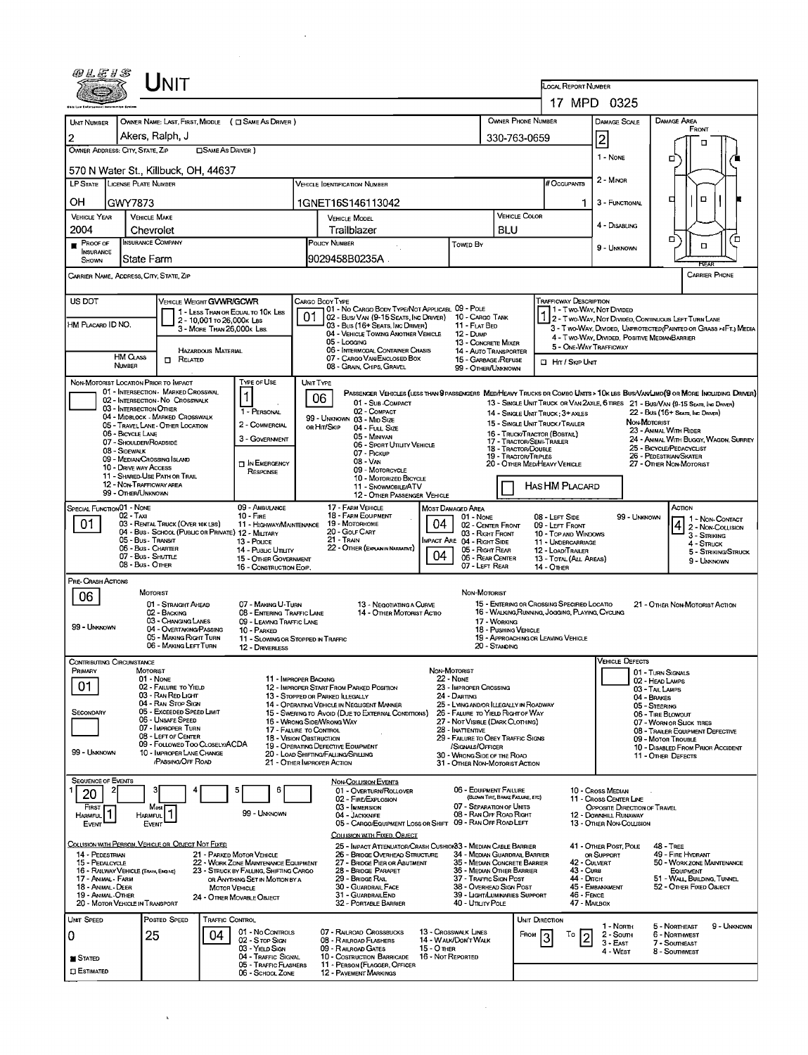# UNIT

**LOCAL REPORT NUMBER:** 17 MPD 0325

| UNIT NUMBER | OWNER NAME: LAST, FIRST, MIDDLE (☐ SAME AS DRIVER) | OWNER PHONE NUMBER | DAMAGE SCALE | DAMAGE AREA |
|---|---|---|---|---|
| 2 | Akers, Ralph, J | 330-763-0659 | 2 | FRONT |

**OWNER ADDRESS: CITY, STATE, ZIP** (☐ SAME AS DRIVER): 570 N Water St., Killbuck, OH, 44637

DAMAGE SCALE: 1 - NONE, 2 - MINOR, 3 - FUNCTIONAL, 4 - DISABLING, 9 - UNKNOWN

| LP STATE | LICENSE PLATE NUMBER | VEHICLE IDENTIFICATION NUMBER | # OCCUPANTS |
|---|---|---|---|
| OH | GWY7873 | 1GNET16S146113042 | 1 |

| VEHICLE YEAR | VEHICLE MAKE | VEHICLE MODEL | VEHICLE COLOR |
|---|---|---|---|
| 2004 | Chevrolet | Trailblazer | BLU |

| PROOF OF INSURANCE SHOWN | INSURANCE COMPANY | POLICY NUMBER | TOWED BY |
|---|---|---|---|
| ■ | State Farm | 9029458B0235A | |

CARRIER NAME, ADDRESS, CITY, STATE, ZIP | CARRIER PHONE

**US DOT** | **HM PLACARD ID NO.** | **HM CLASS NUMBER** | ☐ HAZARDOUS MATERIAL RELATED

**VEHICLE WEIGHT GVWR/GCWR:** 1 - LESS THAN OR EQUAL TO 10K LBS; 2 - 10,001 TO 26,000K LBS; 3 - MORE THAN 26,000K LBS.

**CARGO BODY TYPE:** 01
01 - NO CARGO BODY TYPE/NOT APPLICABLE; 02 - BUS/VAN (9-15 SEATS, INC DRIVER); 03 - BUS (16+ SEATS, INC DRIVER); 04 - VEHICLE TOWING ANOTHER VEHICLE; 05 - LOGGING; 06 - INTERMODAL CONTAINER CHASSIS; 07 - CARGO VAN/ENCLOSED BOX; 08 - GRAIN, CHIPS, GRAVEL; 09 - POLE; 10 - CARGO TANK; 11 - FLAT BED; 12 - DUMP; 13 - CONCRETE MIXER; 14 - AUTO TRANSPORTER; 15 - GARBAGE/REFUSE; 99 - OTHER/UNKNOWN

**TRAFFICWAY DESCRIPTION:** 1
1 - TWO-WAY, NOT DIVIDED; 2 - TWO-WAY, NOT DIVIDED, CONTINUOUS LEFT TURN LANE; 3 - TWO-WAY, DIVIDED, UNPROTECTED (PAINTED OR GRASS >4FT.) MEDIA; 4 - TWO-WAY, DIVIDED, POSITIVE MEDIAN BARRIER; 5 - ONE-WAY TRAFFICWAY
☐ HIT / SKIP UNIT

**NON-MOTORIST LOCATION PRIOR TO IMPACT:**
01 - INTERSECTION - MARKED CROSSWAL; 02 - INTERSECTION - NO CROSSWALK; 03 - INTERSECTION OTHER; 04 - MIDBLOCK - MARKED CROSSWALK; 05 - TRAVEL LANE - OTHER LOCATION; 06 - BICYCLE LANE; 07 - SHOULDER/ROADSIDE; 08 - SIDEWALK; 09 - MEDIAN/CROSSING ISLAND; 10 - DRIVE WAY ACCESS; 11 - SHARED-USE PATH OR TRAIL; 12 - NON-TRAFFICWAY AREA; 99 - OTHER/UNKNOWN

**TYPE OF USE:** 1
1 - PERSONAL; 2 - COMMERCIAL; 3 - GOVERNMENT; ☐ IN EMERGENCY RESPONSE

**UNIT TYPE:** 06
PASSENGER VEHICLES (LESS THAN 9 PASSENGERS MED/HEAVY TRUCKS OR COMBO UNITS > 10K LBS BUS/VAN/LIMO (9 OR MORE INCLUDING DRIVER)
01 - SUB-COMPACT; 02 - COMPACT; 99 - UNKNOWN 03 - MID SIZE OR HIT/SKIP; 04 - FULL SIZE; 05 - MINIVAN; 06 - SPORT UTILITY VEHICLE; 07 - PICKUP; 08 - VAN; 09 - MOTORCYCLE; 10 - MOTORIZED BICYCLE; 11 - SNOWMOBILE/ATV; 12 - OTHER PASSENGER VEHICLE
13 - SINGLE UNIT TRUCK OR VAN 2AXLE, 6 TIRES; 14 - SINGLE UNIT TRUCK; 3+ AXLES; 15 - SINGLE UNIT TRUCK / TRAILER; 16 - TRUCK/TRACTOR (BOBTAIL); 17 - TRACTOR/SEMI-TRAILER; 18 - TRACTOR/DOUBLE; 19 - TRACTOR/TRIPLES; 20 - OTHER MED/HEAVY VEHICLE
21 - BUS/VAN (9-15 SEATS, INC DRIVER); 22 - BUS (16+ SEATS, INC DRIVER)
NON-MOTORIST: 23 - ANIMAL WITH RIDER; 24 - ANIMAL WITH BUGGY, WAGON, SURREY; 25 - BICYCLE/PEDACYCLIST; 26 - PEDESTRIAN/SKATER; 27 - OTHER NON-MOTORIST
☐ HAS HM PLACARD

**SPECIAL FUNCTION:** 01
01 - NONE; 02 - TAXI; 03 - RENTAL TRUCK (OVER 10K LBS); 04 - BUS - SCHOOL (PUBLIC OR PRIVATE); 05 - BUS - TRANSIT; 06 - BUS - CHARTER; 07 - BUS - SHUTTLE; 08 - BUS - OTHER; 09 - AMBULANCE; 10 - FIRE; 11 - HIGHWAY/MAINTENANCE; 12 - MILITARY; 13 - POLICE; 14 - PUBLIC UTILITY; 15 - OTHER GOVERNMENT; 16 - CONSTRUCTION EQIP.; 17 - FARM VEHICLE; 18 - FARM EQUIPMENT; 19 - MOTORHOME; 20 - GOLF CART; 21 - TRAIN; 22 - OTHER (EXPLAIN IN NARRATIVE)

**MOST DAMAGED AREA:** 04 | **IMPACT ARE:** 04
01 - NONE; 02 - CENTER FRONT; 03 - RIGHT FRONT; 04 - RIGHT SIDE; 05 - RIGHT REAR; 06 - REAR CENTER; 07 - LEFT REAR; 08 - LEFT SIDE; 09 - LEFT FRONT; 10 - TOP AND WINDOWS; 11 - UNDERCARRIAGE; 12 - LOAD/TRAILER; 13 - TOTAL (ALL AREAS); 14 - OTHER; 99 - UNKNOWN

**ACTION:** 4
1 - NON-CONTACT; 2 - NON-COLLISION; 3 - STRIKING; 4 - STRUCK; 5 - STRIKING/STRUCK; 9 - UNKNOWN

**PRE-CRASH ACTIONS:** 06
MOTORIST: 01 - STRAIGHT AHEAD; 02 - BACKING; 03 - CHANGING LANES; 04 - OVERTAKING/PASSING; 05 - MAKING RIGHT TURN; 06 - MAKING LEFT TURN; 07 - MAKING U-TURN; 08 - ENTERING TRAFFIC LANE; 09 - LEAVING TRAFFIC LANE; 10 - PARKED; 11 - SLOWING OR STOPPED IN TRAFFIC; 12 - DRIVERLESS; 13 - NEGOTIATING A CURVE; 14 - OTHER MOTORIST ACTIO
NON-MOTORIST: 15 - ENTERING OR CROSSING SPECIFIED LOCATIO; 16 - WALKING, RUNNING, JOGGING, PLAYING, CYCLING; 17 - WORKING; 18 - PUSHING VEHICLE; 19 - APPROACHING OR LEAVING VEHICLE; 20 - STANDING; 21 - OTHER NON-MOTORIST ACTION
99 - UNKNOWN

**CONTRIBUTING CIRCUMSTANCE**
PRIMARY: 01 | SECONDARY: (blank)
MOTORIST: 01 - NONE; 02 - FAILURE TO YIELD; 03 - RAN RED LIGHT; 04 - RAN STOP SIGN; 05 - EXCEEDED SPEED LIMIT; 06 - UNSAFE SPEED; 07 - IMPROPER TURN; 08 - LEFT OF CENTER; 09 - FOLLOWED TOO CLOSELY/ACDA; 10 - IMPROPER LANE CHANGE /PASSING/OFF ROAD; 11 - IMPROPER BACKING; 12 - IMPROPER START FROM PARKED POSITION; 13 - STOPPED OR PARKED ILLEGALLY; 14 - OPERATING VEHICLE IN NEGLIGENT MANNER; 15 - SWERING TO AVOID (DUE TO EXTERNAL CONDITIONS); 16 - WRONG SIDE/WRONG WAY; 17 - FAILURE TO CONTROL; 18 - VISION OBSTRUCTION; 19 - OPERATING DEFECTIVE EQUIPMENT; 20 - LOAD SHIFTING/FALLING/SPILLING; 21 - OTHER IMPROPER ACTION
NON-MOTORIST: 22 - NONE; 23 - IMPROPER CROSSING; 24 - DARTING; 25 - LYING AND/OR ILLEGALLY IN ROADWAY; 26 - FAILURE TO YIELD RIGHT OF WAY; 27 - NOT VISIBLE (DARK CLOTHING); 28 - INATTENTIVE; 29 - FAILURE TO OBEY TRAFFIC SIGNS /SIGNALS/OFFICER; 30 - WRONG SIDE OF THE ROAD; 31 - OTHER NON-MOTORIST ACTION
99 - UNKNOWN

**VEHICLE DEFECTS:** 01 - TURN SIGNALS; 02 - HEAD LAMPS; 03 - TAIL LAMPS; 04 - BRAKES; 05 - STEERING; 06 - TIRE BLOWOUT; 07 - WORN OR SLICK TIRES; 08 - TRAILER EQUIPMENT DEFECTIVE; 09 - MOTOR TROUBLE; 10 - DISABLED FROM PRIOR ACCIDENT; 11 - OTHER DEFECTS

**SEQUENCE OF EVENTS:** 1: 20 | 2: | 3: | 4: | 5: | 6:
FIRST HARMFUL EVENT: 1 | MOST HARMFUL EVENT: 1 | 99 - UNKNOWN

NON-COLLISION EVENTS: 01 - OVERTURN/ROLLOVER; 02 - FIRE/EXPLOSION; 03 - IMMERSION; 04 - JACKKNIFE; 05 - CARGO/EQUIPMENT LOSS OR SHIFT; 06 - EQUIPMENT FAILURE (BLOWN TIRE, BRAKE FAILURE, ETC); 07 - SEPARATION OF UNITS; 08 - RAN OFF ROAD RIGHT; 09 - RAN OFF ROAD LEFT; 10 - CROSS MEDIAN; 11 - CROSS CENTER LINE OPPOSITE DIRECTION OF TRAVEL; 12 - DOWNHILL RUNAWAY; 13 - OTHER NON-COLLISION

COLLISION WITH PERSON, VEHICLE OR OBJECT NOT FIXED: 14 - PEDESTRIAN; 15 - PEDALCYCLE; 16 - RAILWAY VEHICLE (TRAIN, ENGINE); 17 - ANIMAL - FARM; 18 - ANIMAL - DEER; 19 - ANIMAL - OTHER; 20 - MOTOR VEHICLE IN TRANSPORT; 21 - PARKED MOTOR VEHICLE; 22 - WORK ZONE MAINTENANCE EQUIPMENT; 23 - STRUCK BY FALLING, SHIFTING CARGO OR ANYTHING SET IN MOTION BY A MOTOR VEHICLE; 24 - OTHER MOVABLE OBJECT

COLLISION WITH FIXED OBJECT: 25 - IMPACT ATTENUATOR/CRASH CUSHION; 26 - BRIDGE OVERHEAD STRUCTURE; 27 - BRIDGE PIER OR ABUTMENT; 28 - BRIDGE PARAPET; 29 - BRIDGE RAIL; 30 - GUARDRAIL FACE; 31 - GUARDRAIL END; 32 - PORTABLE BARRIER; 33 - MEDIAN CABLE BARRIER; 34 - MEDIAN GUARDRAIL BARRIER; 35 - MEDIAN CONCRETE BARRIER; 36 - MEDIAN OTHER BARRIER; 37 - TRAFFIC SIGN POST; 38 - OVERHEAD SIGN POST; 39 - LIGHT/LUMINARIES SUPPORT; 40 - UTILITY POLE; 41 - OTHER POST, POLE OR SUPPORT; 42 - CULVERT; 43 - CURB; 44 - DITCH; 45 - EMBANKMENT; 46 - FENCE; 47 - MAILBOX; 48 - TREE; 49 - FIRE HYDRANT; 50 - WORK ZONE MAINTENANCE EQUIPMENT; 51 - WALL, BUILDING, TUNNEL; 52 - OTHER FIXED OBJECT

| UNIT SPEED | POSTED SPEED | TRAFFIC CONTROL | UNIT DIRECTION |
|---|---|---|---|
| 0 | 25 | 04 | FROM 3 TO 2 |

■ STATED ☐ ESTIMATED

TRAFFIC CONTROL: 01 - NO CONTROLS; 02 - STOP SIGN; 03 - YIELD SIGN; 04 - TRAFFIC SIGNAL; 05 - TRAFFIC FLASHERS; 06 - SCHOOL ZONE; 07 - RAILROAD CROSSBUCKS; 08 - RAILROAD FLASHERS; 09 - RAILROAD GATES; 10 - COSTRUCTION BARRICADE; 11 - PERSON (FLAGGER, OFFICER); 12 - PAVEMENT MARKINGS; 13 - CROSSWALK LINES; 14 - WALK/DON'T WALK; 15 - OTHER; 16 - NOT REPORTED

UNIT DIRECTION: 1 - NORTH; 2 - SOUTH; 3 - EAST; 4 - WEST; 5 - NORTHEAST; 6 - NORTHWEST; 7 - SOUTHEAST; 8 - SOUTHWEST; 9 - UNKNOWN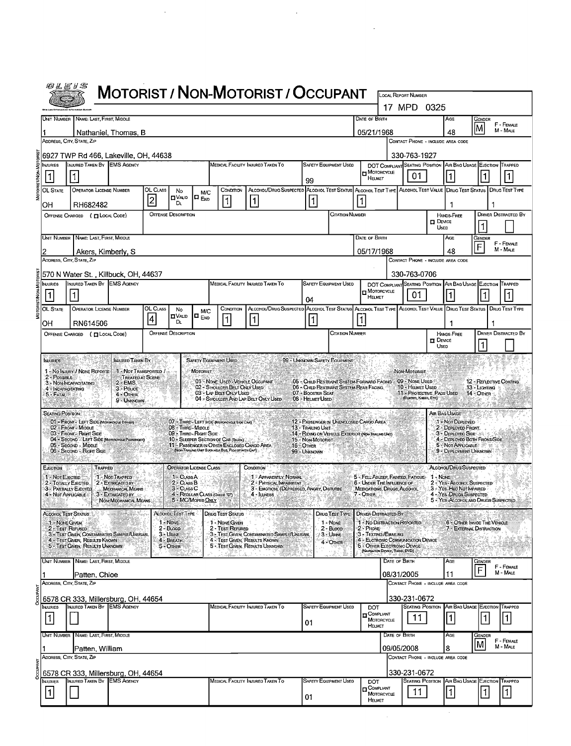# MOTORIST / NON-MOTORIST / OCCUPANT

OLEIS

Local Report Number: 17 MPD 0325

## MOTORIST/NON-MOTORIST

| Unit Number | Name: Last, First, Middle | Date of Birth | Age | Gender |
|---|---|---|---|---|
| 1 | Nathaniel, Thomas, B | 05/21/1968 | 48 | M |

Address, City, State, Zip: 6927 TWP Rd 466, Lakeville, OH, 44638
Contact Phone - include area code: 330-763-1927

| Injuries | Injured Taken By | EMS Agency | Medical Facility Injured Taken To | Safety Equipment Used | DOT Compliant Motorcycle Helmet | Seating Position | Air Bag Usage | Ejection | Trapped |
|---|---|---|---|---|---|---|---|---|---|
| 1 | 1 | | | 99 | | 01 | 1 | 1 | 1 |

| OL State | Operator License Number | OL Class | No Valid DL | M/C End | Condition | Alcohol/Drug Suspected | Alcohol Test Status | Alcohol Test Type | Alcohol Test Value | Drug Test Status | Drug Test Type |
|---|---|---|---|---|---|---|---|---|---|---|---|
| OH | RH682482 | 2 | | | 1 | 1 | 1 | 1 | | 1 | 1 |

| Offense Charged (Local Code) | Offense Description | Citation Number | Hands-Free Device Used | Driver Distracted By |
|---|---|---|---|---|
| | | | | 1 |

| Unit Number | Name: Last, First, Middle | Date of Birth | Age | Gender |
|---|---|---|---|---|
| 2 | Akers, Kimberly, S | 05/17/1968 | 48 | F |

Address, City, State, Zip: 570 N Water St., Killbuck, OH, 44637
Contact Phone - include area code: 330-763-0706

| Injuries | Injured Taken By | EMS Agency | Medical Facility Injured Taken To | Safety Equipment Used | DOT Compliant Motorcycle Helmet | Seating Position | Air Bag Usage | Ejection | Trapped |
|---|---|---|---|---|---|---|---|---|---|
| 1 | 1 | | | 04 | | 01 | 1 | 1 | 1 |

| OL State | Operator License Number | OL Class | No Valid DL | M/C End | Condition | Alcohol/Drug Suspected | Alcohol Test Status | Alcohol Test Type | Alcohol Test Value | Drug Test Status | Drug Test Type |
|---|---|---|---|---|---|---|---|---|---|---|---|
| OH | RN614506 | 4 | | | 1 | 1 | 1 | 1 | | 1 | 1 |

| Offense Charged (Local Code) | Offense Description | Citation Number | Hands-Free Device Used | Driver Distracted By |
|---|---|---|---|---|
| | | | | 1 |

**Injuries:** 1 - No Injury / None Reported; 2 - Possible; 3 - Non-Incapacitating; 4 - Incapacitating; 5 - Fatal

**Injured Taken By:** 1 - Not Transported / Treated at Scene; 2 - EMS; 3 - Police; 4 - Other; 9 - Unknown

**Safety Equipment Used:** 99 - Unknown Safety Equipment
- Motorist: 01 - None Used - Vehicle Occupant; 02 - Shoulder Belt Only Used; 03 - Lap Belt Only Used; 04 - Shoulder and Lap Belt Only Used; 05 - Child Restraint System-Forward Facing; 06 - Child Restraint System-Rear Facing; 07 - Booster Seat; 08 - Helmet Used
- Non-Motorist: 09 - None Used; 10 - Helmet Used; 11 - Protective Pads Used (Elbows, Knees, Etc); 12 - Reflective Coating; 13 - Lighting; 14 - Other

**Seating Position:** 01 - Front - Left Side (Motorcycle Driver); 02 - Front - Middle; 03 - Front - Right Side; 04 - Second - Left Side (Motorcycle Passenger); 05 - Second - Middle; 06 - Second - Right Side; 07 - Third - Left Side (Motorcycle Side Car); 08 - Third - Middle; 09 - Third - Right Side; 10 - Sleeper Section of Cab (Truck); 11 - Passenger in Other Enclosed Cargo Area (Non-Trailing Unit Such as a Bus, Pick-up with Cap); 12 - Passenger in Unenclosed Cargo Area; 13 - Trailing Unit; 14 - Riding on Vehicle Exterior (Non-Trailing Unit); 15 - Non-Motorist; 16 - Other; 99 - Unknown

**Air Bag Usage:** 1 - Not Deployed; 2 - Deployed Front; 3 - Deployed Side; 4 - Deployed Both Front/Side; 5 - Not Applicable; 9 - Deployment Unknown

**Ejection:** 1 - Not Ejected; 2 - Totally Ejected; 3 - Partially Ejected; 4 - Not Applicable

**Trapped:** 1 - Not Trapped; 2 - Extricated by Mechanical Means; 3 - Extricated by Non-Mechanical Means

**Operator License Class:** 1 - Class A; 2 - Class B; 3 - Class C; 4 - Regular Class (Ohio is "D"); 5 - MC/Moped Only

**Condition:** 1 - Apparently Normal; 2 - Physical Impairment; 3 - Emotionl (Depressed, Angry, Disturbe; 4 - Illness; 5 - Fell Asleep, Fainted, Fatigue; 6 - Under The Influence of Medications, Drugs, Alcohol; 7 - Other

**Alcohol/Drug Suspected:** 1 - None; 2 - Yes - Alcohol Suspected; 3 - Yes - HBD Not Impaired; 4 - Yes - Drugs Suspected; 5 - Yes - Alcohol and Drugs Suspected

**Alcohol Test Status:** 1 - None Given; 2 - Test Refused; 3 - Test Given, Contaminated Sample/Unusabl; 4 - Test Given, Results Known; 5 - Test Given, Results Unknown

**Alcohol Test Type:** 1 - None; 2 - Blood; 3 - Urine; 4 - Breath; 5 - Other

**Drug Test Status:** 1 - None Given; 2 - Test Refused; 3 - Test Given, Contaminated Sample/Unusabl; 4 - Test Given, Results Known; 5 - Test Given, Results Unknown

**Drug Test Type:** 1 - None; 2 - Blood; 3 - Urine; 4 - Other

**Driver Distracted By:** 1 - No Distraction Reported; 2 - Phone; 3 - Texting/Emailing; 4 - Electronic Communication Device; 5 - Other Electronic Device (Navigation Device, Radio, DVD); 6 - Other Inside The Vehicle; 7 - External Distraction

## OCCUPANT

| Unit Number | Name: Last, First, Middle | Date of Birth | Age | Gender |
|---|---|---|---|---|
| 1 | Patten, Chloe | 08/31/2005 | 11 | F |

Address, City, State, Zip: 6578 CR 333, Millersburg, OH, 44654
Contact Phone - include area code: 330-231-0672

| Injuries | Injured Taken By | EMS Agency | Medical Facility Injured Taken To | Safety Equipment Used | DOT Compliant Motorcycle Helmet | Seating Position | Air Bag Usage | Ejection | Trapped |
|---|---|---|---|---|---|---|---|---|---|
| 1 | | | | 01 | | 11 | 1 | 1 | 1 |

| Unit Number | Name: Last, First, Middle | Date of Birth | Age | Gender |
|---|---|---|---|---|
| 1 | Patten, William | 09/05/2008 | 8 | M |

Address, City, State, Zip: 6578 CR 333, Millersburg, OH, 44654
Contact Phone - include area code: 330-231-0672

| Injuries | Injured Taken By | EMS Agency | Medical Facility Injured Taken To | Safety Equipment Used | DOT Compliant Motorcycle Helmet | Seating Position | Air Bag Usage | Ejection | Trapped |
|---|---|---|---|---|---|---|---|---|---|
| 1 | | | | 01 | | 11 | 1 | 1 | 1 |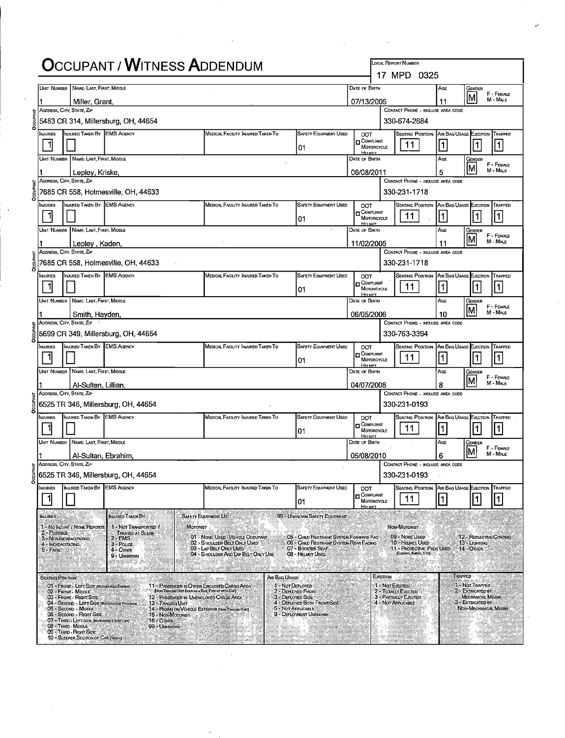# Occupant / Witness Addendum

**Local Report Number:** 17 MPD 0325

## Occupant

| Unit Number | Name: Last, First, Middle | Date of Birth | Age | Gender |
|---|---|---|---|---|
| 1 | Miller, Grant, | 07/13/2005 | 11 | M |

| Address, City, State, Zip | Contact Phone - Include Area Code |
|---|---|
| 5483 CR 314, Millersburg, OH, 44654 | 330-674-2684 |

| Injuries | Injured Taken By | EMS Agency | Medical Facility Injured Taken To | Safety Equipment Used | DOT Compliant Motorcycle Helmet | Seating Position | Air Bag Usage | Ejection | Trapped |
|---|---|---|---|---|---|---|---|---|---|
| 1 | | | | 01 | | 11 | 1 | 1 | 1 |

## Occupant

| Unit Number | Name: Last, First, Middle | Date of Birth | Age | Gender |
|---|---|---|---|---|
| 1 | Lepley, Kriske, | 06/08/2011 | 5 | M |

| Address, City, State, Zip | Contact Phone - Include Area Code |
|---|---|
| 7685 CR 558, Holmesville, OH, 44633 | 330-231-1718 |

| Injuries | Injured Taken By | EMS Agency | Medical Facility Injured Taken To | Safety Equipment Used | DOT Compliant Motorcycle Helmet | Seating Position | Air Bag Usage | Ejection | Trapped |
|---|---|---|---|---|---|---|---|---|---|
| 1 | | | | 01 | | 11 | 1 | 1 | 1 |

## Occupant

| Unit Number | Name: Last, First, Middle | Date of Birth | Age | Gender |
|---|---|---|---|---|
| 1 | Lepley , Kaden, | 11/02/2005 | 11 | M |

| Address, City, State, Zip | Contact Phone - Include Area Code |
|---|---|
| 7685 CR 558, Holmesville, OH, 44633 | 330-231-1718 |

| Injuries | Injured Taken By | EMS Agency | Medical Facility Injured Taken To | Safety Equipment Used | DOT Compliant Motorcycle Helmet | Seating Position | Air Bag Usage | Ejection | Trapped |
|---|---|---|---|---|---|---|---|---|---|
| 1 | | | | 01 | | 11 | 1 | 1 | 1 |

## Occupant

| Unit Number | Name: Last, First, Middle | Date of Birth | Age | Gender |
|---|---|---|---|---|
| 1 | Smith, Hayden, | 06/05/2006 | 10 | M |

| Address, City, State, Zip | Contact Phone - Include Area Code |
|---|---|
| 5699 CR 349, Millersburg, OH, 44654 | 330-763-3394 |

| Injuries | Injured Taken By | EMS Agency | Medical Facility Injured Taken To | Safety Equipment Used | DOT Compliant Motorcycle Helmet | Seating Position | Air Bag Usage | Ejection | Trapped |
|---|---|---|---|---|---|---|---|---|---|
| 1 | | | | 01 | | 11 | 1 | 1 | 1 |

## Occupant

| Unit Number | Name: Last, First, Middle | Date of Birth | Age | Gender |
|---|---|---|---|---|
| 1 | Al-Sultan, Lillian, | 04/07/2008 | 8 | M |

| Address, City, State, Zip | Contact Phone - Include Area Code |
|---|---|
| 6525 TR 346, Millersburg, OH, 44654 | 330-231-0193 |

| Injuries | Injured Taken By | EMS Agency | Medical Facility Injured Taken To | Safety Equipment Used | DOT Compliant Motorcycle Helmet | Seating Position | Air Bag Usage | Ejection | Trapped |
|---|---|---|---|---|---|---|---|---|---|
| 1 | | | | 01 | | 11 | 1 | 1 | 1 |

## Occupant

| Unit Number | Name: Last, First, Middle | Date of Birth | Age | Gender |
|---|---|---|---|---|
| 1 | Al-Sultan, Ebrahim, | 05/08/2010 | 6 | M |

| Address, City, State, Zip | Contact Phone - Include Area Code |
|---|---|
| 6525 TR 346, Millersburg, OH, 44654 | 330-231-0193 |

| Injuries | Injured Taken By | EMS Agency | Medical Facility Injured Taken To | Safety Equipment Used | DOT Compliant Motorcycle Helmet | Seating Position | Air Bag Usage | Ejection | Trapped |
|---|---|---|---|---|---|---|---|---|---|
| 1 | | | | 01 | | 11 | 1 | 1 | 1 |

Gender: F - Female, M - Male

## Codes

**Injuries**
1 - No Injury / None Reported
2 - Possible
3 - Non-Incapacitating
4 - Incapacitating
5 - Fatal

**Injured Taken By**
1 - Not Transported / Treated at Scene
2 - EMS
3 - Police
4 - Other
9 - Unknown

**Safety Equipment Used**

*Motorist*
01 - None Used - Vehicle Occupant
02 - Shoulder Belt Only Used
03 - Lap Belt Only Used
04 - Shoulder And Lap Belt Only Used
05 - Child Restraint System Forward Facing
06 - Child Restraint System-Rear Facing
07 - Booster Seat
08 - Helmet Used
99 - Unknown Safety Equipment

*Non-Motorist*
09 - None Used
10 - Helmet Used
11 - Protective Pads Used (Elbows, Knees, Etc)
12 - Reflective Coating
13 - Lighting
14 - Other

**Seating Position**
01 - Front - Left Side (Motorcycle Driver)
02 - Front - Middle
03 - Front - Right Side
04 - Second - Left Side (Motorcycle Passenger)
05 - Second - Middle
06 - Second - Right Side
07 - Third - Left Side (Motorcycle Side Car)
08 - Third - Middle
09 - Third - Right Side
10 - Sleeper Section of Cab (Truck)
11 - Passenger in Other Enclosed Cargo Area (Non-Trailing Unit Such as a Bus, Pick-up with Cap)
12 - Passenger in Unenclosed Cargo Area
13 - Trailing Unit
14 - Riding on Vehicle Exterior (Non-Trailing Unit)
15 - Non-Motorist
16 - Other
99 - Unknown

**Air Bag Usage**
1 - Not Deployed
2 - Deployed Front
3 - Deployed Side
4 - Deployed Both Front/Side
5 - Not Applicable
9 - Deployment Unknown

**Ejection**
1 - Not Ejected
2 - Totally Ejected
3 - Partially Ejected
4 - Not Applicable

**Trapped**
1 - Not Trapped
2 - Extricated by Mechanical Means
3 - Extricated by Non-Mechanical Means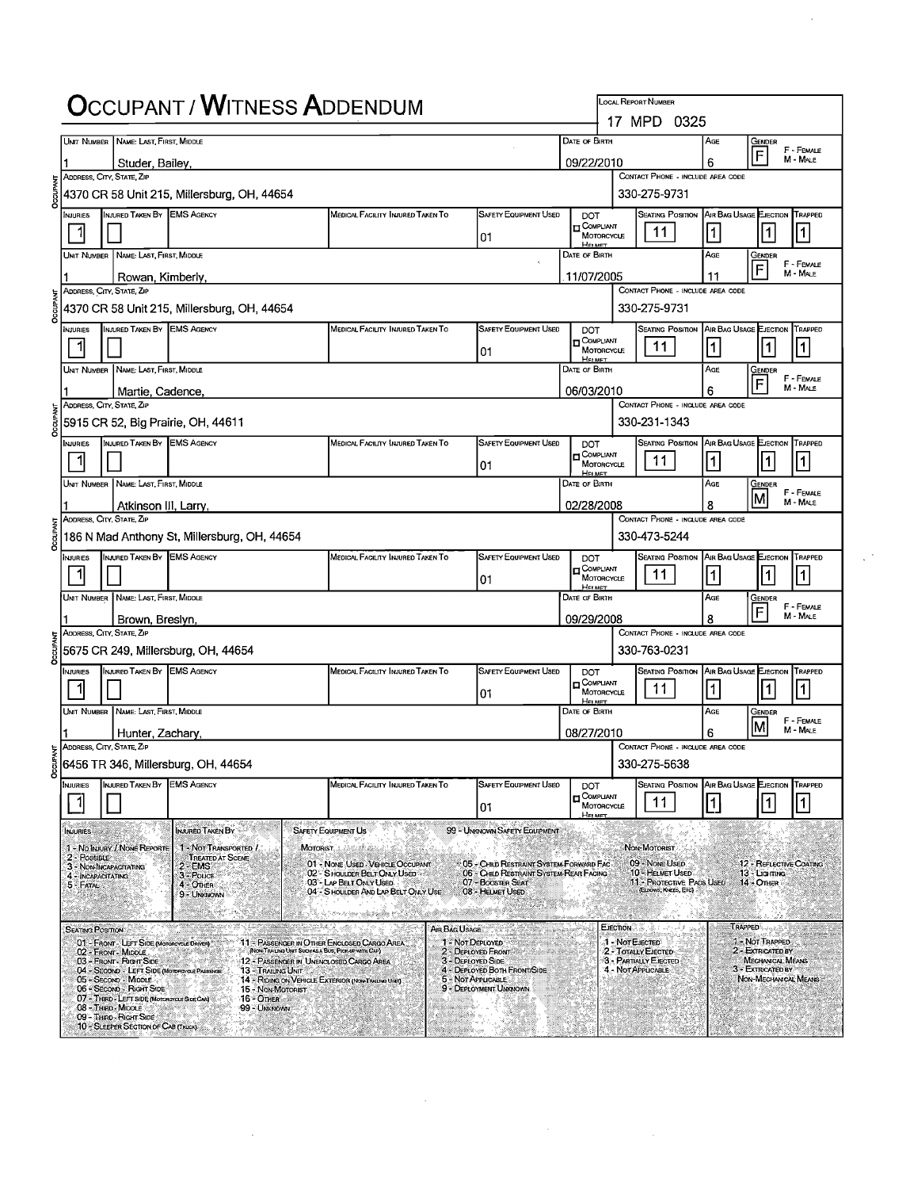# OCCUPANT / WITNESS ADDENDUM

**LOCAL REPORT NUMBER:** 17 MPD 0325

## OCCUPANT

| UNIT NUMBER | NAME: LAST, FIRST, MIDDLE | DATE OF BIRTH | AGE | GENDER (F - FEMALE, M - MALE) |
|---|---|---|---|---|
| 1 | Studer, Bailey, | 09/22/2010 | 6 | F |

| ADDRESS, CITY, STATE, ZIP | CONTACT PHONE - INCLUDE AREA CODE |
|---|---|
| 4370 CR 58 Unit 215, Millersburg, OH, 44654 | 330-275-9731 |

| INJURIES | INJURED TAKEN BY | EMS AGENCY | MEDICAL FACILITY INJURED TAKEN TO | SAFETY EQUIPMENT USED | DOT COMPLIANT MOTORCYCLE HELMET | SEATING POSITION | AIR BAG USAGE | EJECTION | TRAPPED |
|---|---|---|---|---|---|---|---|---|---|
| 1 | | | | 01 | | 11 | 1 | 1 | 1 |

## OCCUPANT

| UNIT NUMBER | NAME: LAST, FIRST, MIDDLE | DATE OF BIRTH | AGE | GENDER (F - FEMALE, M - MALE) |
|---|---|---|---|---|
| 1 | Rowan, Kimberly, | 11/07/2005 | 11 | F |

| ADDRESS, CITY, STATE, ZIP | CONTACT PHONE - INCLUDE AREA CODE |
|---|---|
| 4370 CR 58 Unit 215, Millersburg, OH, 44654 | 330-275-9731 |

| INJURIES | INJURED TAKEN BY | EMS AGENCY | MEDICAL FACILITY INJURED TAKEN TO | SAFETY EQUIPMENT USED | DOT COMPLIANT MOTORCYCLE HELMET | SEATING POSITION | AIR BAG USAGE | EJECTION | TRAPPED |
|---|---|---|---|---|---|---|---|---|---|
| 1 | | | | 01 | | 11 | 1 | 1 | 1 |

## OCCUPANT

| UNIT NUMBER | NAME: LAST, FIRST, MIDDLE | DATE OF BIRTH | AGE | GENDER (F - FEMALE, M - MALE) |
|---|---|---|---|---|
| 1 | Martie, Cadence, | 06/03/2010 | 6 | F |

| ADDRESS, CITY, STATE, ZIP | CONTACT PHONE - INCLUDE AREA CODE |
|---|---|
| 5915 CR 52, Big Prairie, OH, 44611 | 330-231-1343 |

| INJURIES | INJURED TAKEN BY | EMS AGENCY | MEDICAL FACILITY INJURED TAKEN TO | SAFETY EQUIPMENT USED | DOT COMPLIANT MOTORCYCLE HELMET | SEATING POSITION | AIR BAG USAGE | EJECTION | TRAPPED |
|---|---|---|---|---|---|---|---|---|---|
| 1 | | | | 01 | | 11 | 1 | 1 | 1 |

## OCCUPANT

| UNIT NUMBER | NAME: LAST, FIRST, MIDDLE | DATE OF BIRTH | AGE | GENDER (F - FEMALE, M - MALE) |
|---|---|---|---|---|
| 1 | Atkinson III, Larry, | 02/28/2008 | 8 | M |

| ADDRESS, CITY, STATE, ZIP | CONTACT PHONE - INCLUDE AREA CODE |
|---|---|
| 186 N Mad Anthony St, Millersburg, OH, 44654 | 330-473-5244 |

| INJURIES | INJURED TAKEN BY | EMS AGENCY | MEDICAL FACILITY INJURED TAKEN TO | SAFETY EQUIPMENT USED | DOT COMPLIANT MOTORCYCLE HELMET | SEATING POSITION | AIR BAG USAGE | EJECTION | TRAPPED |
|---|---|---|---|---|---|---|---|---|---|
| 1 | | | | 01 | | 11 | 1 | 1 | 1 |

## OCCUPANT

| UNIT NUMBER | NAME: LAST, FIRST, MIDDLE | DATE OF BIRTH | AGE | GENDER (F - FEMALE, M - MALE) |
|---|---|---|---|---|
| 1 | Brown, Breslyn, | 09/29/2008 | 8 | F |

| ADDRESS, CITY, STATE, ZIP | CONTACT PHONE - INCLUDE AREA CODE |
|---|---|
| 5675 CR 249, Millersburg, OH, 44654 | 330-763-0231 |

| INJURIES | INJURED TAKEN BY | EMS AGENCY | MEDICAL FACILITY INJURED TAKEN TO | SAFETY EQUIPMENT USED | DOT COMPLIANT MOTORCYCLE HELMET | SEATING POSITION | AIR BAG USAGE | EJECTION | TRAPPED |
|---|---|---|---|---|---|---|---|---|---|
| 1 | | | | 01 | | 11 | 1 | 1 | 1 |

## OCCUPANT

| UNIT NUMBER | NAME: LAST, FIRST, MIDDLE | DATE OF BIRTH | AGE | GENDER (F - FEMALE, M - MALE) |
|---|---|---|---|---|
| 1 | Hunter, Zachary, | 08/27/2010 | 6 | M |

| ADDRESS, CITY, STATE, ZIP | CONTACT PHONE - INCLUDE AREA CODE |
|---|---|
| 6456 TR 346, Millersburg, OH, 44654 | 330-275-5638 |

| INJURIES | INJURED TAKEN BY | EMS AGENCY | MEDICAL FACILITY INJURED TAKEN TO | SAFETY EQUIPMENT USED | DOT COMPLIANT MOTORCYCLE HELMET | SEATING POSITION | AIR BAG USAGE | EJECTION | TRAPPED |
|---|---|---|---|---|---|---|---|---|---|
| 1 | | | | 01 | | 11 | 1 | 1 | 1 |

---

**INJURIES**
- 1 - NO INJURY / NONE REPORTED
- 2 - POSSIBLE
- 3 - NON-INCAPACITATING
- 4 - INCAPACITATING
- 5 - FATAL

**INJURED TAKEN BY**
- 1 - NOT TRANSPORTED / TREATED AT SCENE
- 2 - EMS
- 3 - POLICE
- 4 - OTHER
- 9 - UNKNOWN

**SAFETY EQUIPMENT USED**

MOTORIST
- 01 - NONE USED - VEHICLE OCCUPANT
- 02 - SHOULDER BELT ONLY USED
- 03 - LAP BELT ONLY USED
- 04 - SHOULDER AND LAP BELT ONLY USE
- 05 - CHILD RESTRAINT SYSTEM-FORWARD FAC
- 06 - CHILD RESTRAINT SYSTEM-REAR FACING
- 07 - BOOSTER SEAT
- 08 - HELMET USED
- 99 - UNKNOWN SAFETY EQUIPMENT

NON-MOTORIST
- 09 - NONE USED
- 10 - HELMET USED
- 11 - PROTECTIVE PADS USED (ELBOWS, KNEES, ETC)
- 12 - REFLECTIVE COATING
- 13 - LIGHTING
- 14 - OTHER

**SEATING POSITION**
- 01 - FRONT - LEFT SIDE (MOTORCYCLE DRIVER)
- 02 - FRONT - MIDDLE
- 03 - FRONT - RIGHT SIDE
- 04 - SECOND - LEFT SIDE (MOTORCYCLE PASSENGER)
- 05 - SECOND - MIDDLE
- 06 - SECOND - RIGHT SIDE
- 07 - THIRD - LEFT SIDE (MOTORCYCLE SIDE CAR)
- 08 - THIRD - MIDDLE
- 09 - THIRD - RIGHT SIDE
- 10 - SLEEPER SECTION OF CAB (TRUCK)
- 11 - PASSENGER IN OTHER ENCLOSED CARGO AREA (NON-TRAILING UNIT SUCH AS A BUS, PICK-UP WITH CAP)
- 12 - PASSENGER IN UNENCLOSED CARGO AREA
- 13 - TRAILING UNIT
- 14 - RIDING ON VEHICLE EXTERIOR (NON-TRAILING UNIT)
- 15 - NON-MOTORIST
- 16 - OTHER
- 99 - UNKNOWN

**AIR BAG USAGE**
- 1 - NOT DEPLOYED
- 2 - DEPLOYED FRONT
- 3 - DEPLOYED SIDE
- 4 - DEPLOYED BOTH FRONT/SIDE
- 5 - NOT APPLICABLE
- 9 - DEPLOYMENT UNKNOWN

**EJECTION**
- 1 - NOT EJECTED
- 2 - TOTALLY EJECTED
- 3 - PARTIALLY EJECTED
- 4 - NOT APPLICABLE

**TRAPPED**
- 1 - NOT TRAPPED
- 2 - EXTRICATED BY MECHANICAL MEANS
- 3 - EXTRICATED BY NON-MECHANICAL MEANS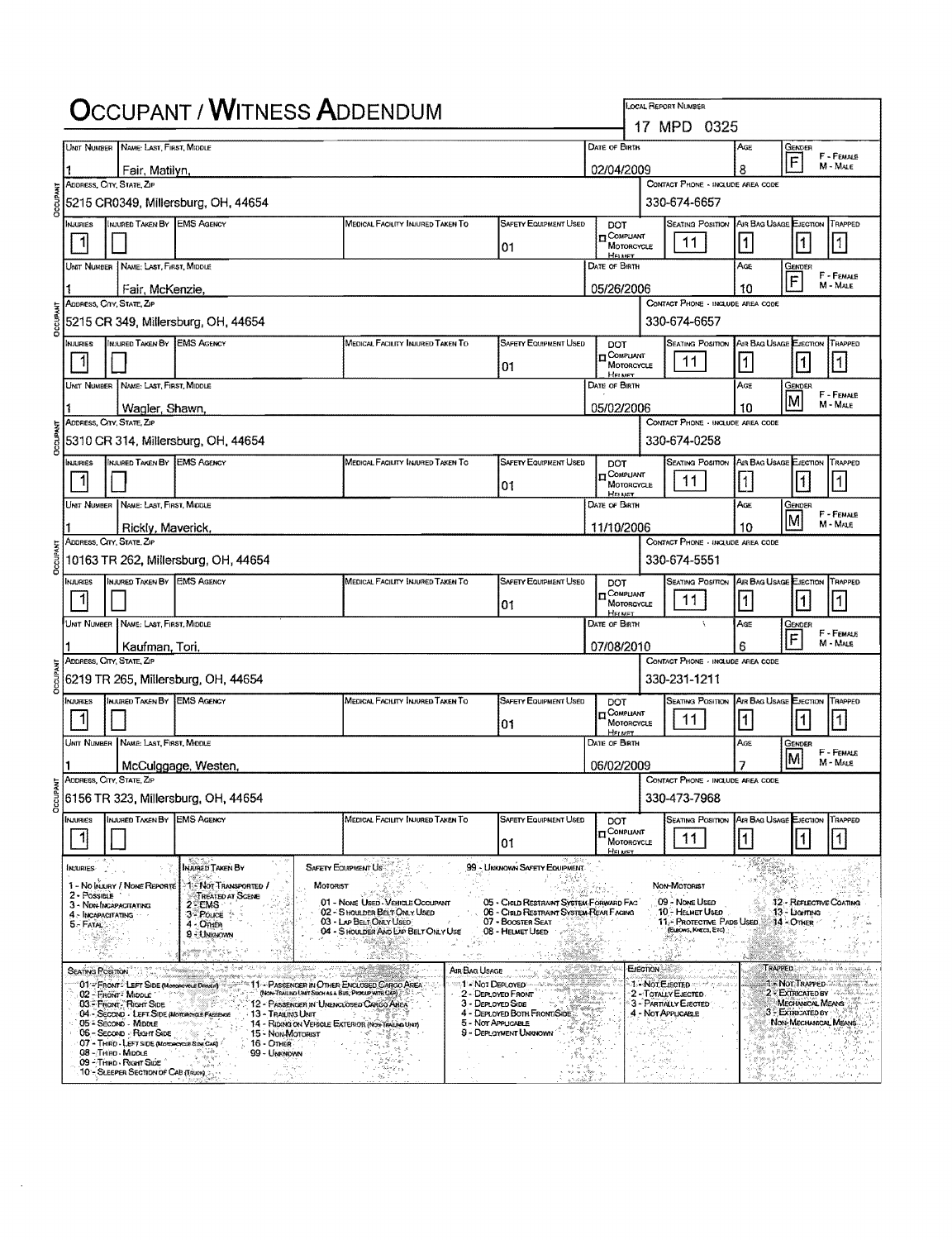# OCCUPANT / WITNESS ADDENDUM

LOCAL REPORT NUMBER: 17 MPD 0325

## OCCUPANT

| UNIT NUMBER | NAME: LAST, FIRST, MIDDLE | DATE OF BIRTH | AGE | GENDER |
|---|---|---|---|---|
| 1 | Fair, Matilyn, | 02/04/2009 | 8 | F |

| ADDRESS, CITY, STATE, ZIP | CONTACT PHONE - INCLUDE AREA CODE |
|---|---|
| 5215 CR0349, Millersburg, OH, 44654 | 330-674-6657 |

| INJURIES | INJURED TAKEN BY | EMS AGENCY | MEDICAL FACILITY INJURED TAKEN TO | SAFETY EQUIPMENT USED | DOT COMPLIANT MOTORCYCLE HELMET | SEATING POSITION | AIR BAG USAGE | EJECTION | TRAPPED |
|---|---|---|---|---|---|---|---|---|---|
| 1 | | | | 01 | | 11 | 1 | 1 | 1 |

## OCCUPANT

| UNIT NUMBER | NAME: LAST, FIRST, MIDDLE | DATE OF BIRTH | AGE | GENDER |
|---|---|---|---|---|
| 1 | Fair, McKenzie, | 05/26/2006 | 10 | F |

| ADDRESS, CITY, STATE, ZIP | CONTACT PHONE - INCLUDE AREA CODE |
|---|---|
| 5215 CR 349, Millersburg, OH, 44654 | 330-674-6657 |

| INJURIES | INJURED TAKEN BY | EMS AGENCY | MEDICAL FACILITY INJURED TAKEN TO | SAFETY EQUIPMENT USED | DOT COMPLIANT MOTORCYCLE HELMET | SEATING POSITION | AIR BAG USAGE | EJECTION | TRAPPED |
|---|---|---|---|---|---|---|---|---|---|
| 1 | | | | 01 | | 11 | 1 | 1 | 1 |

## OCCUPANT

| UNIT NUMBER | NAME: LAST, FIRST, MIDDLE | DATE OF BIRTH | AGE | GENDER |
|---|---|---|---|---|
| 1 | Wagler, Shawn, | 05/02/2006 | 10 | M |

| ADDRESS, CITY, STATE, ZIP | CONTACT PHONE - INCLUDE AREA CODE |
|---|---|
| 5310 CR 314, Millersburg, OH, 44654 | 330-674-0258 |

| INJURIES | INJURED TAKEN BY | EMS AGENCY | MEDICAL FACILITY INJURED TAKEN TO | SAFETY EQUIPMENT USED | DOT COMPLIANT MOTORCYCLE HELMET | SEATING POSITION | AIR BAG USAGE | EJECTION | TRAPPED |
|---|---|---|---|---|---|---|---|---|---|
| 1 | | | | 01 | | 11 | 1 | 1 | 1 |

## OCCUPANT

| UNIT NUMBER | NAME: LAST, FIRST, MIDDLE | DATE OF BIRTH | AGE | GENDER |
|---|---|---|---|---|
| 1 | Rickly, Maverick, | 11/10/2006 | 10 | M |

| ADDRESS, CITY, STATE, ZIP | CONTACT PHONE - INCLUDE AREA CODE |
|---|---|
| 10163 TR 262, Millersburg, OH, 44654 | 330-674-5551 |

| INJURIES | INJURED TAKEN BY | EMS AGENCY | MEDICAL FACILITY INJURED TAKEN TO | SAFETY EQUIPMENT USED | DOT COMPLIANT MOTORCYCLE HELMET | SEATING POSITION | AIR BAG USAGE | EJECTION | TRAPPED |
|---|---|---|---|---|---|---|---|---|---|
| 1 | | | | 01 | | 11 | 1 | 1 | 1 |

## OCCUPANT

| UNIT NUMBER | NAME: LAST, FIRST, MIDDLE | DATE OF BIRTH | AGE | GENDER |
|---|---|---|---|---|
| 1 | Kaufman, Tori, | 07/08/2010 | 6 | F |

| ADDRESS, CITY, STATE, ZIP | CONTACT PHONE - INCLUDE AREA CODE |
|---|---|
| 6219 TR 265, Millersburg, OH, 44654 | 330-231-1211 |

| INJURIES | INJURED TAKEN BY | EMS AGENCY | MEDICAL FACILITY INJURED TAKEN TO | SAFETY EQUIPMENT USED | DOT COMPLIANT MOTORCYCLE HELMET | SEATING POSITION | AIR BAG USAGE | EJECTION | TRAPPED |
|---|---|---|---|---|---|---|---|---|---|
| 1 | | | | 01 | | 11 | 1 | 1 | 1 |

## OCCUPANT

| UNIT NUMBER | NAME: LAST, FIRST, MIDDLE | DATE OF BIRTH | AGE | GENDER |
|---|---|---|---|---|
| 1 | McCulggage, Westen, | 06/02/2009 | 7 | M |

| ADDRESS, CITY, STATE, ZIP | CONTACT PHONE - INCLUDE AREA CODE |
|---|---|
| 6156 TR 323, Millersburg, OH, 44654 | 330-473-7968 |

| INJURIES | INJURED TAKEN BY | EMS AGENCY | MEDICAL FACILITY INJURED TAKEN TO | SAFETY EQUIPMENT USED | DOT COMPLIANT MOTORCYCLE HELMET | SEATING POSITION | AIR BAG USAGE | EJECTION | TRAPPED |
|---|---|---|---|---|---|---|---|---|---|
| 1 | | | | 01 | | 11 | 1 | 1 | 1 |

---

**INJURIES**
- 1 - NO INJURY / NONE REPORTED
- 2 - POSSIBLE
- 3 - NON-INCAPACITATING
- 4 - INCAPACITATING
- 5 - FATAL

**INJURED TAKEN BY**
- 1 - NOT TRANSPORTED / TREATED AT SCENE
- 2 - EMS
- 3 - POLICE
- 4 - OTHER
- 9 - UNKNOWN

**SAFETY EQUIPMENT USED**

MOTORIST
- 01 - NONE USED - VEHICLE OCCUPANT
- 02 - SHOULDER BELT ONLY USED
- 03 - LAP BELT ONLY USED
- 04 - SHOULDER AND LAP BELT ONLY USE
- 05 - CHILD RESTRAINT SYSTEM FORWARD FAC
- 06 - CHILD RESTRAINT SYSTEM REAR FACING
- 07 - BOOSTER SEAT
- 08 - HELMET USED
- 99 - UNKNOWN SAFETY EQUIPMENT

NON-MOTORIST
- 09 - NONE USED
- 10 - HELMET USED
- 11 - PROTECTIVE PADS USED (ELBOWS, KNEES, ETC)
- 12 - REFLECTIVE COATING
- 13 - LIGHTING
- 14 - OTHER

**SEATING POSITION**
- 01 - FRONT - LEFT SIDE (MOTORCYCLE DRIVER)
- 02 - FRONT - MIDDLE
- 03 - FRONT - RIGHT SIDE
- 04 - SECOND - LEFT SIDE (MOTORCYCLE PASSENGER)
- 05 - SECOND - MIDDLE
- 06 - SECOND - RIGHT SIDE
- 07 - THIRD - LEFT SIDE (MOTORCYCLE SIDE CAR)
- 08 - THIRD - MIDDLE
- 09 - THIRD - RIGHT SIDE
- 10 - SLEEPER SECTION OF CAB (TRUCK)
- 11 - PASSENGER IN OTHER ENCLOSED CARGO AREA (NON-TRAILING UNIT SUCH AS A BUS, PICKUP WITH CAP)
- 12 - PASSENGER IN UNENCLOSED CARGO AREA
- 13 - TRAILING UNIT
- 14 - RIDING ON VEHICLE EXTERIOR (NON-TRAILING UNIT)
- 15 - NON-MOTORIST
- 16 - OTHER
- 99 - UNKNOWN

**AIR BAG USAGE**
- 1 - NOT DEPLOYED
- 2 - DEPLOYED FRONT
- 3 - DEPLOYED SIDE
- 4 - DEPLOYED BOTH FRONT/SIDE
- 5 - NOT APPLICABLE
- 9 - DEPLOYMENT UNKNOWN

**EJECTION**
- 1 - NOT EJECTED
- 2 - TOTALLY EJECTED
- 3 - PARTIALLY EJECTED
- 4 - NOT APPLICABLE

**TRAPPED**
- 1 - NOT TRAPPED
- 2 - EXTRICATED BY MECHANICAL MEANS
- 3 - EXTRICATED BY NON-MECHANICAL MEANS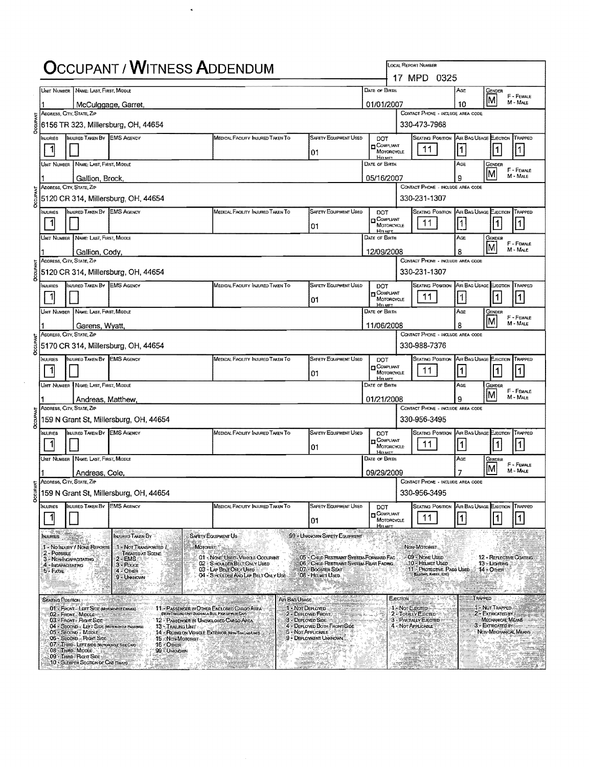# Occupant / Witness Addendum

**Local Report Number:** 17 MPD 0325

## Occupant

| Unit Number | Name: Last, First, Middle | Date of Birth | Age | Gender |
|---|---|---|---|---|
| 1 | McCulggage, Garret, | 01/01/2007 | 10 | M |

| Address, City, State, Zip | Contact Phone - Include Area Code |
|---|---|
| 6156 TR 323, Millersburg, OH, 44654 | 330-473-7968 |

| Injuries | Injured Taken By | EMS Agency | Medical Facility Injured Taken To | Safety Equipment Used | DOT Compliant Motorcycle Helmet | Seating Position | Air Bag Usage | Ejection | Trapped |
|---|---|---|---|---|---|---|---|---|---|
| 1 | | | | 01 | | 11 | 1 | 1 | 1 |

## Occupant

| Unit Number | Name: Last, First, Middle | Date of Birth | Age | Gender |
|---|---|---|---|---|
| 1 | Gallion, Brock, | 05/16/2007 | 9 | M |

| Address, City, State, Zip | Contact Phone - Include Area Code |
|---|---|
| 5120 CR 314, Millersburg, OH, 44654 | 330-231-1307 |

| Injuries | Injured Taken By | EMS Agency | Medical Facility Injured Taken To | Safety Equipment Used | DOT Compliant Motorcycle Helmet | Seating Position | Air Bag Usage | Ejection | Trapped |
|---|---|---|---|---|---|---|---|---|---|
| 1 | | | | 01 | | 11 | 1 | 1 | 1 |

## Occupant

| Unit Number | Name: Last, First, Middle | Date of Birth | Age | Gender |
|---|---|---|---|---|
| 1 | Gallion, Cody, | 12/09/2008 | 8 | M |

| Address, City, State, Zip | Contact Phone - Include Area Code |
|---|---|
| 5120 CR 314, Millersburg, OH, 44654 | 330-231-1307 |

| Injuries | Injured Taken By | EMS Agency | Medical Facility Injured Taken To | Safety Equipment Used | DOT Compliant Motorcycle Helmet | Seating Position | Air Bag Usage | Ejection | Trapped |
|---|---|---|---|---|---|---|---|---|---|
| 1 | | | | 01 | | 11 | 1 | 1 | 1 |

## Occupant

| Unit Number | Name: Last, First, Middle | Date of Birth | Age | Gender |
|---|---|---|---|---|
| 1 | Garens, Wyatt, | 11/06/2008 | 8 | M |

| Address, City, State, Zip | Contact Phone - Include Area Code |
|---|---|
| 5170 CR 314, Millersburg, OH, 44654 | 330-988-7376 |

| Injuries | Injured Taken By | EMS Agency | Medical Facility Injured Taken To | Safety Equipment Used | DOT Compliant Motorcycle Helmet | Seating Position | Air Bag Usage | Ejection | Trapped |
|---|---|---|---|---|---|---|---|---|---|
| 1 | | | | 01 | | 11 | 1 | 1 | 1 |

## Occupant

| Unit Number | Name: Last, First, Middle | Date of Birth | Age | Gender |
|---|---|---|---|---|
| 1 | Andreas, Matthew, | 01/21/2008 | 9 | M |

| Address, City, State, Zip | Contact Phone - Include Area Code |
|---|---|
| 159 N Grant St, Millersburg, OH, 44654 | 330-956-3495 |

| Injuries | Injured Taken By | EMS Agency | Medical Facility Injured Taken To | Safety Equipment Used | DOT Compliant Motorcycle Helmet | Seating Position | Air Bag Usage | Ejection | Trapped |
|---|---|---|---|---|---|---|---|---|---|
| 1 | | | | 01 | | 11 | 1 | 1 | 1 |

## Occupant

| Unit Number | Name: Last, First, Middle | Date of Birth | Age | Gender |
|---|---|---|---|---|
| 1 | Andreas, Cole, | 09/29/2009 | 7 | M |

| Address, City, State, Zip | Contact Phone - Include Area Code |
|---|---|
| 159 N Grant St, Millersburg, OH, 44654 | 330-956-3495 |

| Injuries | Injured Taken By | EMS Agency | Medical Facility Injured Taken To | Safety Equipment Used | DOT Compliant Motorcycle Helmet | Seating Position | Air Bag Usage | Ejection | Trapped |
|---|---|---|---|---|---|---|---|---|---|
| 1 | | | | 01 | | 11 | 1 | 1 | 1 |

---

**Injuries:** 1 - No Injury / None Reported; 2 - Possible; 3 - Non-Incapacitating; 4 - Incapacitating; 5 - Fatal

**Injured Taken By:** 1 - Not Transported / Treated at Scene; 2 - EMS; 3 - Police; 4 - Other; 9 - Unknown

**Safety Equipment Used:**
- Motorist: 01 - None Used - Vehicle Occupant; 02 - Shoulder Belt Only Used; 03 - Lap Belt Only Used; 04 - Shoulder and Lap Belt Only Used; 05 - Child Restraint System-Forward Facing; 06 - Child Restraint System-Rear Facing; 07 - Booster Seat; 08 - Helmet Used; 99 - Unknown Safety Equipment
- Non-Motorist: 09 - None Used; 10 - Helmet Used; 11 - Protective Pads Used (Elbows, Knees, Etc); 12 - Reflective Coating; 13 - Lighting; 14 - Other

**Seating Position:** 01 - Front - Left Side (Motorcycle Driver); 02 - Front - Middle; 03 - Front - Right Side; 04 - Second - Left Side (Motorcycle Passenger); 05 - Second - Middle; 06 - Second - Right Side; 07 - Third - Left Side (Motorcycle Side Car); 08 - Third - Middle; 09 - Third - Right Side; 10 - Sleeper Section of Cab (Truck); 11 - Passenger in Other Enclosed Cargo Area (Non-Trailing Unit Such as a Bus, Pick-up with Cap); 12 - Passenger in Unenclosed Cargo Area; 13 - Trailing Unit; 14 - Riding on Vehicle Exterior (Non-Trailing Unit); 15 - Non-Motorist; 16 - Other; 99 - Unknown

**Air Bag Usage:** 1 - Not Deployed; 2 - Deployed Front; 3 - Deployed Side; 4 - Deployed Both Front/Side; 5 - Not Applicable; 9 - Deployment Unknown

**Ejection:** 1 - Not Ejected; 2 - Totally Ejected; 3 - Partially Ejected; 4 - Not Applicable

**Trapped:** 1 - Not Trapped; 2 - Extricated by Mechanical Means; 3 - Extricated by Non-Mechanical Means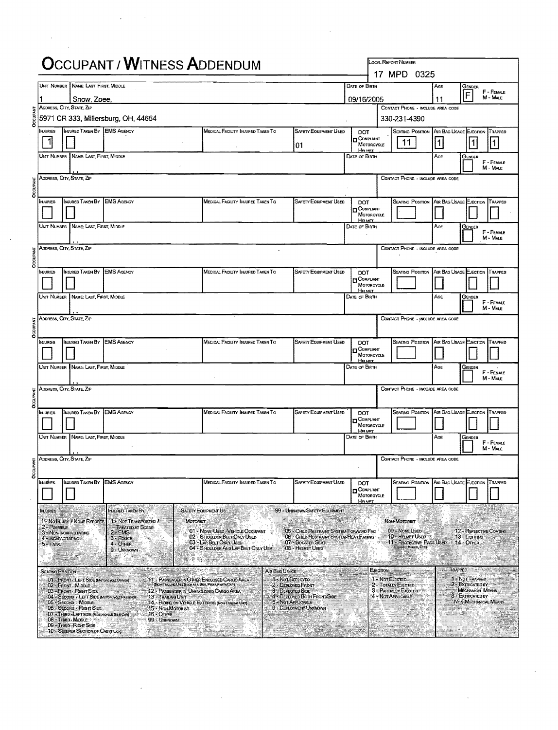# Occupant / Witness Addendum

**Local Report Number:** 17 MPD 0325

## Occupant

| Unit Number | Name: Last, First, Middle | Date of Birth | Age | Gender |
|---|---|---|---|---|
| 1 | Snow, Zoee, | 09/16/2005 | 11 | F |

| Address, City, State, Zip | Contact Phone - Include Area Code |
|---|---|
| 5971 CR 333, Millersburg, OH, 44654 | 330-231-4390 |

| Injuries | Injured Taken By | EMS Agency | Medical Facility Injured Taken To | Safety Equipment Used | DOT Compliant Motorcycle Helmet | Seating Position | Air Bag Usage | Ejection | Trapped |
|---|---|---|---|---|---|---|---|---|---|
| 1 | | | | 01 | | 11 | 1 | 1 | 1 |

## Occupant

| Unit Number | Name: Last, First, Middle | Date of Birth | Age | Gender |
|---|---|---|---|---|
| | | | | |

| Address, City, State, Zip | Contact Phone - Include Area Code |
|---|---|
| | |

| Injuries | Injured Taken By | EMS Agency | Medical Facility Injured Taken To | Safety Equipment Used | DOT Compliant Motorcycle Helmet | Seating Position | Air Bag Usage | Ejection | Trapped |
|---|---|---|---|---|---|---|---|---|---|
| | | | | | | | | | |

## Occupant

| Unit Number | Name: Last, First, Middle | Date of Birth | Age | Gender |
|---|---|---|---|---|
| | | | | |

| Address, City, State, Zip | Contact Phone - Include Area Code |
|---|---|
| | |

| Injuries | Injured Taken By | EMS Agency | Medical Facility Injured Taken To | Safety Equipment Used | DOT Compliant Motorcycle Helmet | Seating Position | Air Bag Usage | Ejection | Trapped |
|---|---|---|---|---|---|---|---|---|---|
| | | | | | | | | | |

## Occupant

| Unit Number | Name: Last, First, Middle | Date of Birth | Age | Gender |
|---|---|---|---|---|
| | | | | |

| Address, City, State, Zip | Contact Phone - Include Area Code |
|---|---|
| | |

| Injuries | Injured Taken By | EMS Agency | Medical Facility Injured Taken To | Safety Equipment Used | DOT Compliant Motorcycle Helmet | Seating Position | Air Bag Usage | Ejection | Trapped |
|---|---|---|---|---|---|---|---|---|---|
| | | | | | | | | | |

## Occupant

| Unit Number | Name: Last, First, Middle | Date of Birth | Age | Gender |
|---|---|---|---|---|
| | | | | |

| Address, City, State, Zip | Contact Phone - Include Area Code |
|---|---|
| | |

| Injuries | Injured Taken By | EMS Agency | Medical Facility Injured Taken To | Safety Equipment Used | DOT Compliant Motorcycle Helmet | Seating Position | Air Bag Usage | Ejection | Trapped |
|---|---|---|---|---|---|---|---|---|---|
| | | | | | | | | | |

## Occupant

| Unit Number | Name: Last, First, Middle | Date of Birth | Age | Gender |
|---|---|---|---|---|
| | | | | |

| Address, City, State, Zip | Contact Phone - Include Area Code |
|---|---|
| | |

| Injuries | Injured Taken By | EMS Agency | Medical Facility Injured Taken To | Safety Equipment Used | DOT Compliant Motorcycle Helmet | Seating Position | Air Bag Usage | Ejection | Trapped |
|---|---|---|---|---|---|---|---|---|---|
| | | | | | | | | | |

---

**Injuries**
- 1 - No Injury / None Reported
- 2 - Possible
- 3 - Non-Incapacitating
- 4 - Incapacitating
- 5 - Fatal

**Injured Taken By**
- 1 - Not Transported / Treated at Scene
- 2 - EMS
- 3 - Police
- 4 - Other
- 9 - Unknown

**Safety Equipment Used**

99 - Unknown Safety Equipment

*Motorist*
- 01 - None Used - Vehicle Occupant
- 02 - Shoulder Belt Only Used
- 03 - Lap Belt Only Used
- 04 - Shoulder and Lap Belt Only Used
- 05 - Child Restraint System Forward Facing
- 06 - Child Restraint System-Rear Facing
- 07 - Booster Seat
- 08 - Helmet Used

*Non-Motorist*
- 09 - None Used
- 10 - Helmet Used
- 11 - Protective Pads Used (Elbows, Knees, Etc)
- 12 - Reflective Coating
- 13 - Lighting
- 14 - Other

**Seating Position**
- 01 - Front - Left Side (Motorcycle Driver)
- 02 - Front - Middle
- 03 - Front - Right Side
- 04 - Second - Left Side (Motorcycle Passenger)
- 05 - Second - Middle
- 06 - Second - Right Side
- 07 - Third - Left Side (Motorcycle Side Car)
- 08 - Third - Middle
- 09 - Third - Right Side
- 10 - Sleeper Section of Cab (Truck)
- 11 - Passenger in Other Enclosed Cargo Area (Non-Trailing Unit Such as a Bus, Pick-up with Cap)
- 12 - Passenger in Unenclosed Cargo Area
- 13 - Trailing Unit
- 14 - Riding on Vehicle Exterior (Non-Trailing Unit)
- 15 - Non-Motorist
- 16 - Other
- 99 - Unknown

**Air Bag Usage**
- 1 - Not Deployed
- 2 - Deployed Front
- 3 - Deployed Side
- 4 - Deployed Both Front/Side
- 5 - Not Applicable
- 9 - Deployment Unknown

**Ejection**
- 1 - Not Ejected
- 2 - Totally Ejected
- 3 - Partially Ejected
- 4 - Not Applicable

**Trapped**
- 1 - Not Trapped
- 2 - Extricated by Mechanical Means
- 3 - Extricated by Non-Mechanical Means